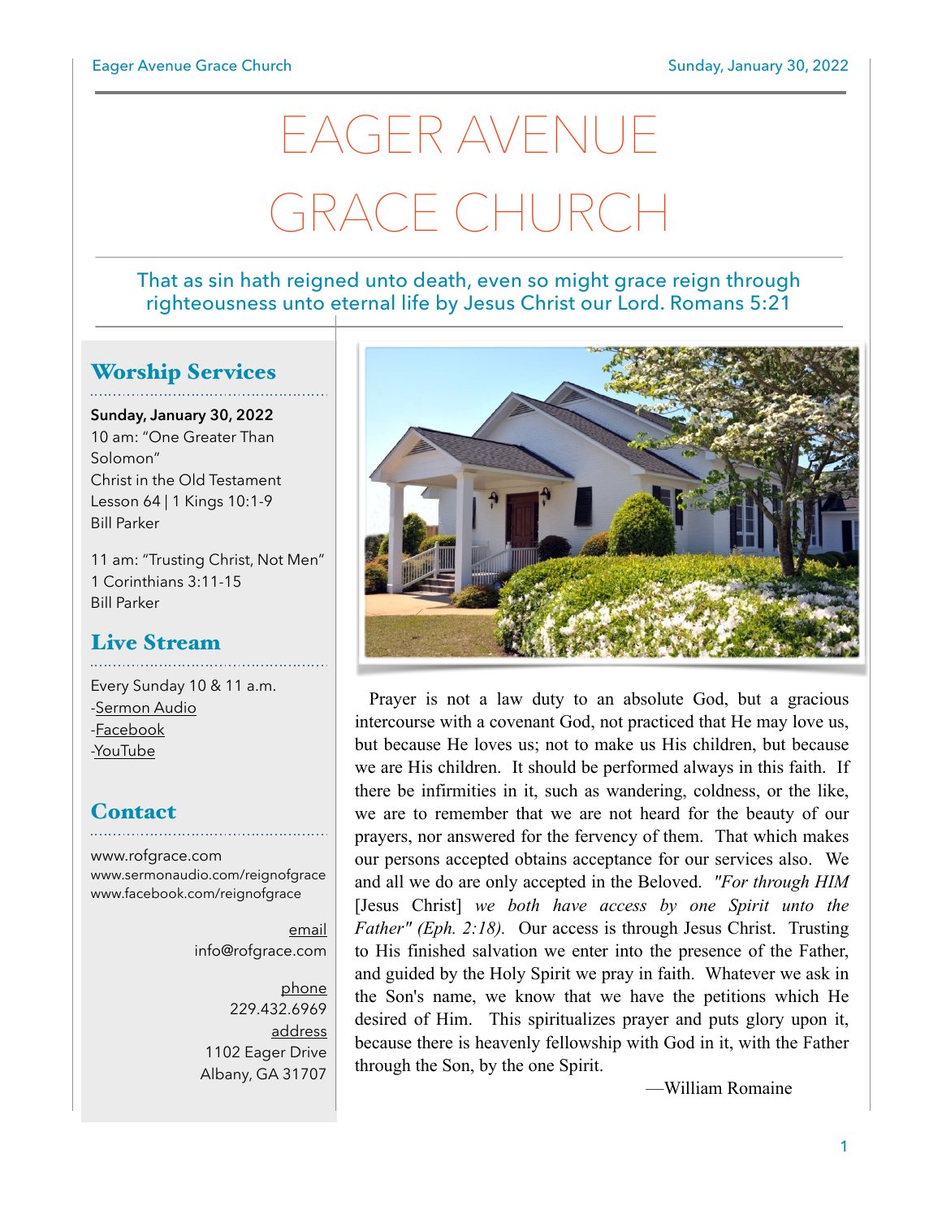# EAGER AVENUE GRACE CHURCH

That as sin hath reigned unto death, even so might grace reign through righteousness unto eternal life by Jesus Christ our Lord. Romans 5:21

## Worship Services

**Sunday, January 30, 2022**
10 am: "One Greater Than Solomon"
Christ in the Old Testament
Lesson 64 | 1 Kings 10:1-9
Bill Parker

11 am: "Trusting Christ, Not Men"
1 Corinthians 3:11-15
Bill Parker

## Live Stream

Every Sunday 10 & 11 a.m.
-Sermon Audio
-Facebook
-YouTube

## Contact

www.rofgrace.com
www.sermonaudio.com/reignofgrace
www.facebook.com/reignofgrace

email
info@rofgrace.com

phone
229.432.6969

address
1102 Eager Drive
Albany, GA 31707

Prayer is not a law duty to an absolute God, but a gracious intercourse with a covenant God, not practiced that He may love us, but because He loves us; not to make us His children, but because we are His children. It should be performed always in this faith. If there be infirmities in it, such as wandering, coldness, or the like, we are to remember that we are not heard for the beauty of our prayers, nor answered for the fervency of them. That which makes our persons accepted obtains acceptance for our services also. We and all we do are only accepted in the Beloved. *"For through HIM* [Jesus Christ] *we both have access by one Spirit unto the Father" (Eph. 2:18).* Our access is through Jesus Christ. Trusting to His finished salvation we enter into the presence of the Father, and guided by the Holy Spirit we pray in faith. Whatever we ask in the Son's name, we know that we have the petitions which He desired of Him. This spiritualizes prayer and puts glory upon it, because there is heavenly fellowship with God in it, with the Father through the Son, by the one Spirit.

—William Romaine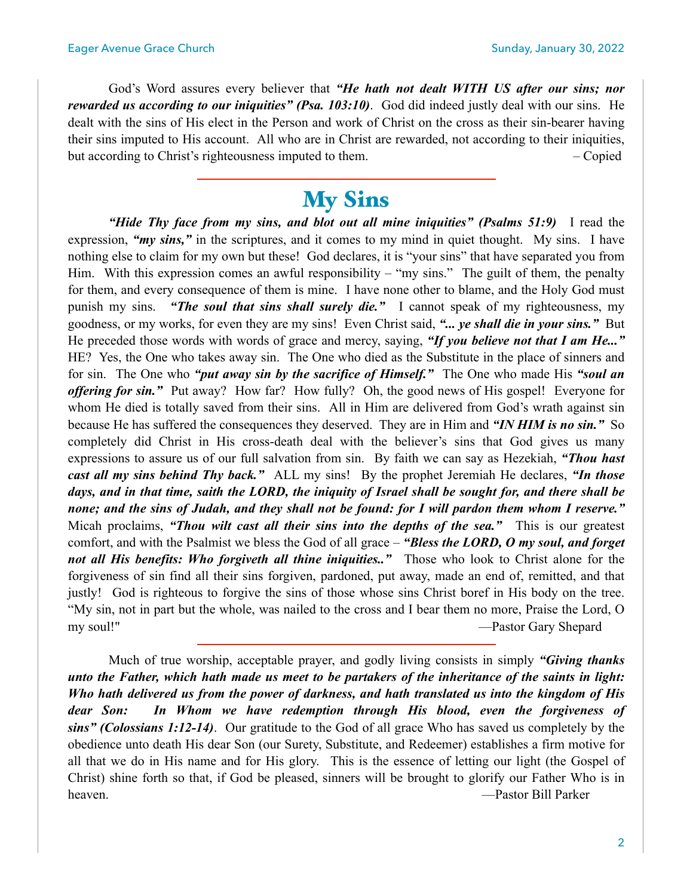God's Word assures every believer that ***"He hath not dealt WITH US after our sins; nor rewarded us according to our iniquities" (Psa. 103:10)***. God did indeed justly deal with our sins. He dealt with the sins of His elect in the Person and work of Christ on the cross as their sin-bearer having their sins imputed to His account. All who are in Christ are rewarded, not according to their iniquities, but according to Christ's righteousness imputed to them. – Copied

---

# My Sins

***"Hide Thy face from my sins, and blot out all mine iniquities" (Psalms 51:9)*** I read the expression, ***"my sins,"*** in the scriptures, and it comes to my mind in quiet thought. My sins. I have nothing else to claim for my own but these! God declares, it is "your sins" that have separated you from Him. With this expression comes an awful responsibility – "my sins." The guilt of them, the penalty for them, and every consequence of them is mine. I have none other to blame, and the Holy God must punish my sins. ***"The soul that sins shall surely die."*** I cannot speak of my righteousness, my goodness, or my works, for even they are my sins! Even Christ said, ***"... ye shall die in your sins."*** But He preceded those words with words of grace and mercy, saying, ***"If you believe not that I am He..."*** HE? Yes, the One who takes away sin. The One who died as the Substitute in the place of sinners and for sin. The One who ***"put away sin by the sacrifice of Himself."*** The One who made His ***"soul an offering for sin."*** Put away? How far? How fully? Oh, the good news of His gospel! Everyone for whom He died is totally saved from their sins. All in Him are delivered from God's wrath against sin because He has suffered the consequences they deserved. They are in Him and ***"IN HIM is no sin."*** So completely did Christ in His cross-death deal with the believer's sins that God gives us many expressions to assure us of our full salvation from sin. By faith we can say as Hezekiah, ***"Thou hast cast all my sins behind Thy back."*** ALL my sins! By the prophet Jeremiah He declares, ***"In those days, and in that time, saith the LORD, the iniquity of Israel shall be sought for, and there shall be none; and the sins of Judah, and they shall not be found: for I will pardon them whom I reserve."*** Micah proclaims, ***"Thou wilt cast all their sins into the depths of the sea."*** This is our greatest comfort, and with the Psalmist we bless the God of all grace – ***"Bless the LORD, O my soul, and forget not all His benefits: Who forgiveth all thine iniquities.."*** Those who look to Christ alone for the forgiveness of sin find all their sins forgiven, pardoned, put away, made an end of, remitted, and that justly! God is righteous to forgive the sins of those whose sins Christ boref in His body on the tree. "My sin, not in part but the whole, was nailed to the cross and I bear them no more, Praise the Lord, O my soul!" —Pastor Gary Shepard

---

Much of true worship, acceptable prayer, and godly living consists in simply ***"Giving thanks unto the Father, which hath made us meet to be partakers of the inheritance of the saints in light: Who hath delivered us from the power of darkness, and hath translated us into the kingdom of His dear Son: In Whom we have redemption through His blood, even the forgiveness of sins" (Colossians 1:12-14)***. Our gratitude to the God of all grace Who has saved us completely by the obedience unto death His dear Son (our Surety, Substitute, and Redeemer) establishes a firm motive for all that we do in His name and for His glory. This is the essence of letting our light (the Gospel of Christ) shine forth so that, if God be pleased, sinners will be brought to glorify our Father Who is in heaven. —Pastor Bill Parker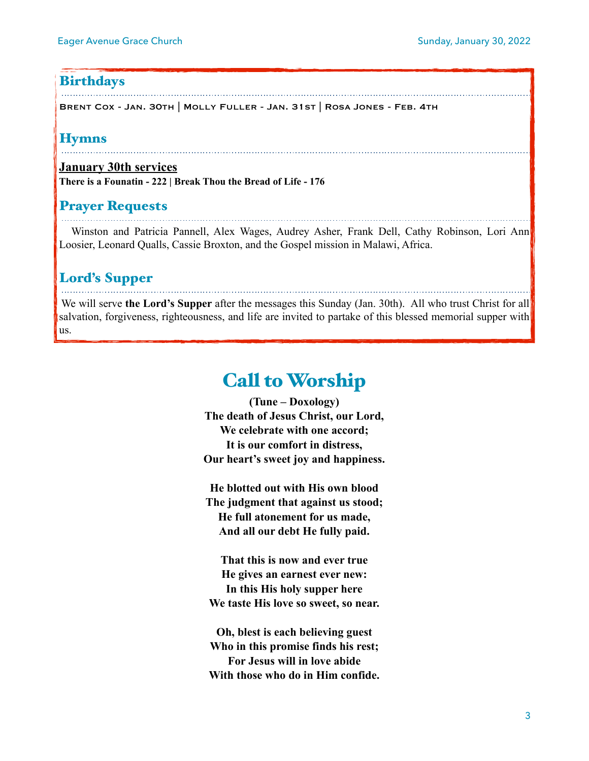## Birthdays

Brent Cox - Jan. 30th | Molly Fuller - Jan. 31st | Rosa Jones - Feb. 4th

## Hymns

**January 30th services**

**There is a Founatin - 222 | Break Thou the Bread of Life - 176**

## Prayer Requests

Winston and Patricia Pannell, Alex Wages, Audrey Asher, Frank Dell, Cathy Robinson, Lori Ann Loosier, Leonard Qualls, Cassie Broxton, and the Gospel mission in Malawi, Africa.

## Lord's Supper

We will serve **the Lord's Supper** after the messages this Sunday (Jan. 30th). All who trust Christ for all salvation, forgiveness, righteousness, and life are invited to partake of this blessed memorial supper with us.

# Call to Worship

**(Tune – Doxology)**

**The death of Jesus Christ, our Lord,**
**We celebrate with one accord;**
**It is our comfort in distress,**
**Our heart's sweet joy and happiness.**

**He blotted out with His own blood**
**The judgment that against us stood;**
**He full atonement for us made,**
**And all our debt He fully paid.**

**That this is now and ever true**
**He gives an earnest ever new:**
**In this His holy supper here**
**We taste His love so sweet, so near.**

**Oh, blest is each believing guest**
**Who in this promise finds his rest;**
**For Jesus will in love abide**
**With those who do in Him confide.**